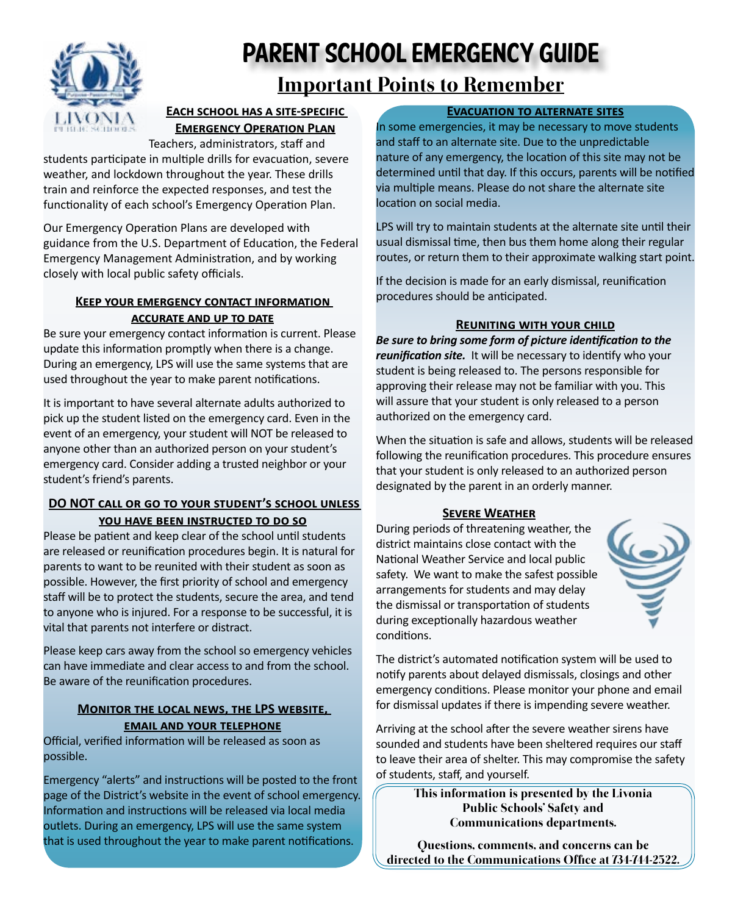# PARENT SCHOOL EMERGENCY GUIDE

## Important Points to Remember

### Each school has a site-specific Emergency Operation Plan

Teachers, administrators, staff and students participate in multiple drills for evacuation, severe weather, and lockdown throughout the year. These drills train and reinforce the expected responses, and test the functionality of each school's Emergency Operation Plan.

Our Emergency Operation Plans are developed with guidance from the U.S. Department of Education, the Federal Emergency Management Administration, and by working closely with local public safety officials.

### Keep your emergency contact information accurate and up to date

Be sure your emergency contact information is current. Please update this information promptly when there is a change. During an emergency, LPS will use the same systems that are used throughout the year to make parent notifications.

It is important to have several alternate adults authorized to pick up the student listed on the emergency card. Even in the event of an emergency, your student will NOT be released to anyone other than an authorized person on your student's emergency card. Consider adding a trusted neighbor or your student's friend's parents.

### DO NOT call or go to your student's school unless you have been instructed to do so

Please be patient and keep clear of the school until students are released or reunification procedures begin. It is natural for parents to want to be reunited with their student as soon as possible. However, the first priority of school and emergency staff will be to protect the students, secure the area, and tend to anyone who is injured. For a response to be successful, it is vital that parents not interfere or distract.

Please keep cars away from the school so emergency vehicles can have immediate and clear access to and from the school. Be aware of the reunification procedures.

### Monitor the local news, the LPS website, email and your telephone

Official, verified information will be released as soon as possible.

Emergency "alerts" and instructions will be posted to the front page of the District's website in the event of school emergency. Information and instructions will be released via local media outlets. During an emergency, LPS will use the same system that is used throughout the year to make parent notifications.

### Evacuation to alternate sites

In some emergencies, it may be necessary to move students and staff to an alternate site. Due to the unpredictable nature of any emergency, the location of this site may not be determined until that day. If this occurs, parents will be notified via multiple means. Please do not share the alternate site location on social media.

LPS will try to maintain students at the alternate site until their usual dismissal time, then bus them home along their regular routes, or return them to their approximate walking start point.

If the decision is made for an early dismissal, reunification procedures should be anticipated.

### Reuniting with your child

***Be sure to bring some form of picture identification to the reunification site.*** It will be necessary to identify who your student is being released to. The persons responsible for approving their release may not be familiar with you. This will assure that your student is only released to a person authorized on the emergency card.

When the situation is safe and allows, students will be released following the reunification procedures. This procedure ensures that your student is only released to an authorized person designated by the parent in an orderly manner.

### Severe Weather

During periods of threatening weather, the district maintains close contact with the National Weather Service and local public safety. We want to make the safest possible arrangements for students and may delay the dismissal or transportation of students during exceptionally hazardous weather conditions.

The district's automated notification system will be used to notify parents about delayed dismissals, closings and other emergency conditions. Please monitor your phone and email for dismissal updates if there is impending severe weather.

Arriving at the school after the severe weather sirens have sounded and students have been sheltered requires our staff to leave their area of shelter. This may compromise the safety of students, staff, and yourself.

**This information is presented by the Livonia Public Schools' Safety and Communications departments.**

**Questions, comments, and concerns can be directed to the Communications Office at 734-744-2522.**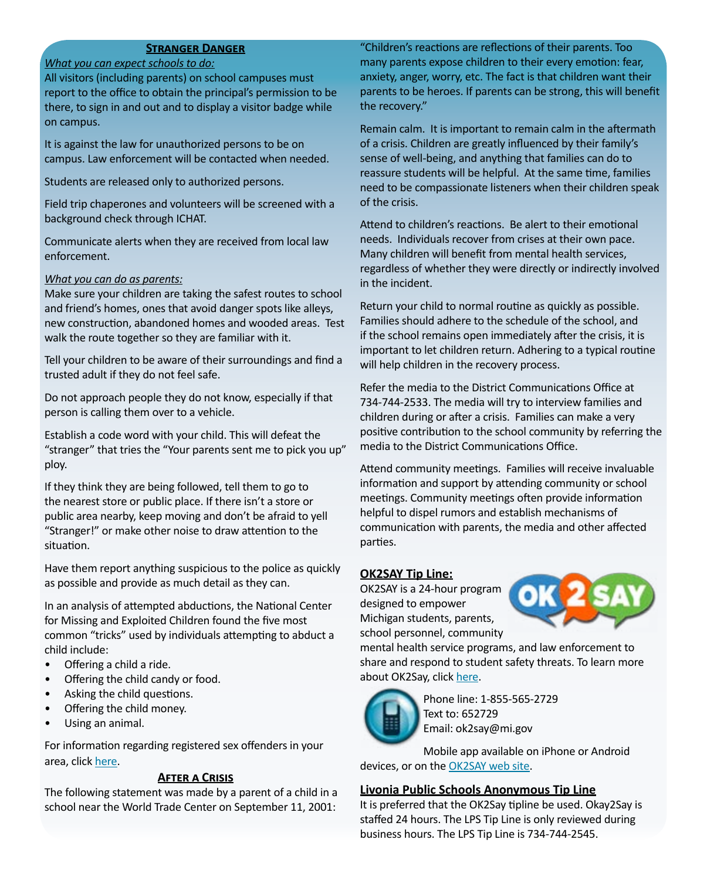## Stranger Danger

*What you can expect schools to do:*

All visitors (including parents) on school campuses must report to the office to obtain the principal's permission to be there, to sign in and out and to display a visitor badge while on campus.

It is against the law for unauthorized persons to be on campus. Law enforcement will be contacted when needed.

Students are released only to authorized persons.

Field trip chaperones and volunteers will be screened with a background check through ICHAT.

Communicate alerts when they are received from local law enforcement.

*What you can do as parents:*

Make sure your children are taking the safest routes to school and friend's homes, ones that avoid danger spots like alleys, new construction, abandoned homes and wooded areas. Test walk the route together so they are familiar with it.

Tell your children to be aware of their surroundings and find a trusted adult if they do not feel safe.

Do not approach people they do not know, especially if that person is calling them over to a vehicle.

Establish a code word with your child. This will defeat the "stranger" that tries the "Your parents sent me to pick you up" ploy.

If they think they are being followed, tell them to go to the nearest store or public place. If there isn't a store or public area nearby, keep moving and don't be afraid to yell "Stranger!" or make other noise to draw attention to the situation.

Have them report anything suspicious to the police as quickly as possible and provide as much detail as they can.

In an analysis of attempted abductions, the National Center for Missing and Exploited Children found the five most common "tricks" used by individuals attempting to abduct a child include:

- Offering a child a ride.
- Offering the child candy or food.
- Asking the child questions.
- Offering the child money.
- Using an animal.

For information regarding registered sex offenders in your area, click here.

## After a Crisis

The following statement was made by a parent of a child in a school near the World Trade Center on September 11, 2001:

"Children's reactions are reflections of their parents. Too many parents expose children to their every emotion: fear, anxiety, anger, worry, etc. The fact is that children want their parents to be heroes. If parents can be strong, this will benefit the recovery."

Remain calm. It is important to remain calm in the aftermath of a crisis. Children are greatly influenced by their family's sense of well-being, and anything that families can do to reassure students will be helpful. At the same time, families need to be compassionate listeners when their children speak of the crisis.

Attend to children's reactions. Be alert to their emotional needs. Individuals recover from crises at their own pace. Many children will benefit from mental health services, regardless of whether they were directly or indirectly involved in the incident.

Return your child to normal routine as quickly as possible. Families should adhere to the schedule of the school, and if the school remains open immediately after the crisis, it is important to let children return. Adhering to a typical routine will help children in the recovery process.

Refer the media to the District Communications Office at 734-744-2533. The media will try to interview families and children during or after a crisis. Families can make a very positive contribution to the school community by referring the media to the District Communications Office.

Attend community meetings. Families will receive invaluable information and support by attending community or school meetings. Community meetings often provide information helpful to dispel rumors and establish mechanisms of communication with parents, the media and other affected parties.

## OK2SAY Tip Line:

OK2SAY is a 24-hour program designed to empower Michigan students, parents, school personnel, community mental health service programs, and law enforcement to share and respond to student safety threats. To learn more about OK2Say, click here.

Phone line: 1-855-565-2729
Text to: 652729
Email: ok2say@mi.gov

Mobile app available on iPhone or Android devices, or on the OK2SAY web site.

## Livonia Public Schools Anonymous Tip Line

It is preferred that the OK2Say tipline be used. Okay2Say is staffed 24 hours. The LPS Tip Line is only reviewed during business hours. The LPS Tip Line is 734-744-2545.